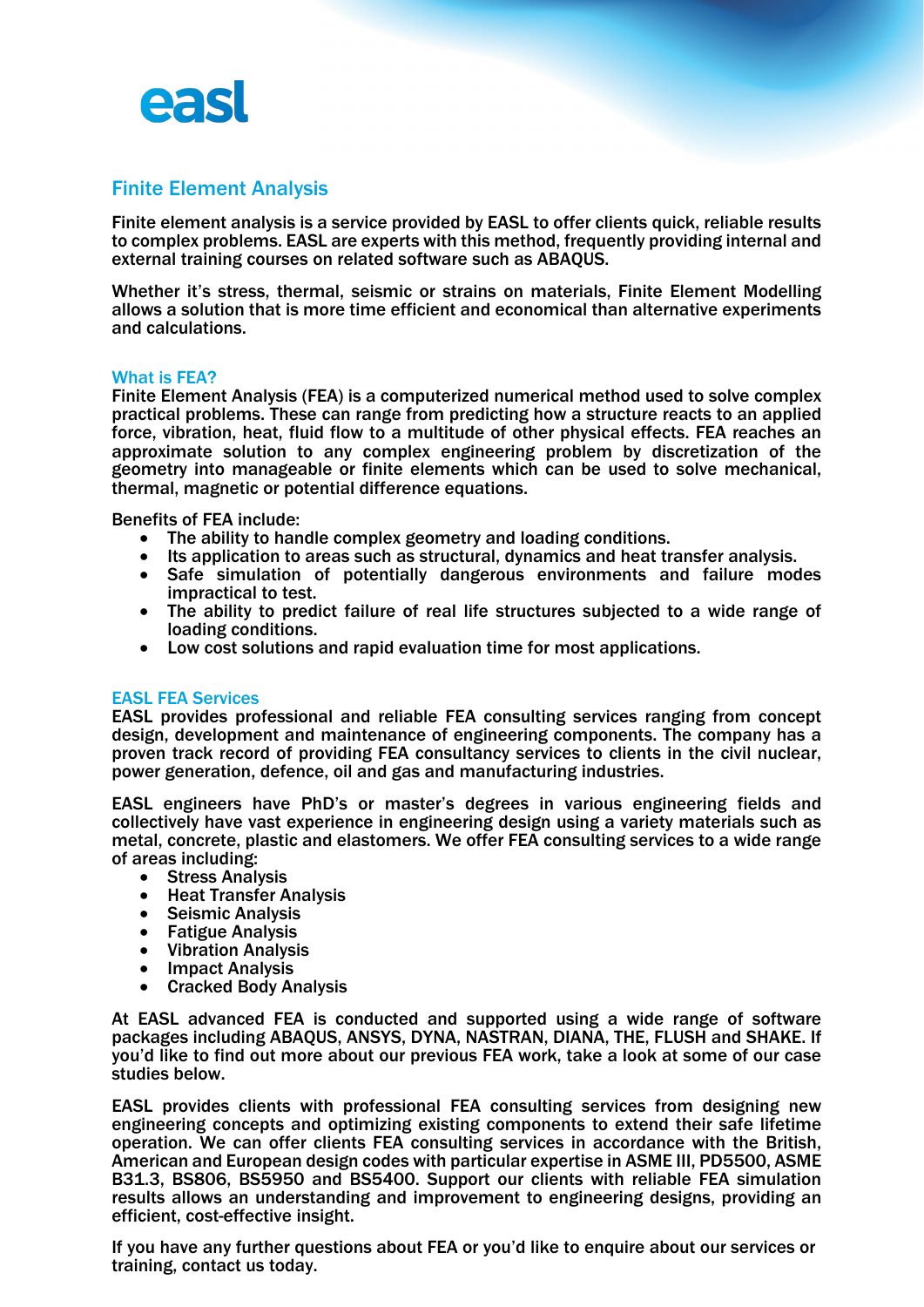easl

# Finite Element Analysis

Finite element analysis is a service provided by EASL to offer clients quick, reliable results to complex problems. EASL are experts with this method, frequently providing internal and external training courses on related software such as ABAQUS.

Whether it's stress, thermal, seismic or strains on materials, Finite Element Modelling allows a solution that is more time efficient and economical than alternative experiments and calculations.

## What is FEA?

Finite Element Analysis (FEA) is a computerized numerical method used to solve complex practical problems. These can range from predicting how a structure reacts to an applied force, vibration, heat, fluid flow to a multitude of other physical effects. FEA reaches an approximate solution to any complex engineering problem by discretization of the geometry into manageable or finite elements which can be used to solve mechanical, thermal, magnetic or potential difference equations.

Benefits of FEA include:

- The ability to handle complex geometry and loading conditions.
- Its application to areas such as structural, dynamics and heat transfer analysis.
- Safe simulation of potentially dangerous environments and failure modes impractical to test.
- The ability to predict failure of real life structures subjected to a wide range of loading conditions.
- Low cost solutions and rapid evaluation time for most applications.

## EASL FEA Services

EASL provides professional and reliable FEA consulting services ranging from concept design, development and maintenance of engineering components. The company has a proven track record of providing FEA consultancy services to clients in the civil nuclear, power generation, defence, oil and gas and manufacturing industries.

EASL engineers have PhD's or master's degrees in various engineering fields and collectively have vast experience in engineering design using a variety materials such as metal, concrete, plastic and elastomers. We offer FEA consulting services to a wide range of areas including:

- Stress Analysis
- Heat Transfer Analysis
- Seismic Analysis
- Fatigue Analysis
- Vibration Analysis
- Impact Analysis
- Cracked Body Analysis

At EASL advanced FEA is conducted and supported using a wide range of software packages including ABAQUS, ANSYS, DYNA, NASTRAN, DIANA, THE, FLUSH and SHAKE. If you'd like to find out more about our previous FEA work, take a look at some of our case studies below.

EASL provides clients with professional FEA consulting services from designing new engineering concepts and optimizing existing components to extend their safe lifetime operation. We can offer clients FEA consulting services in accordance with the British, American and European design codes with particular expertise in ASME III, PD5500, ASME B31.3, BS806, BS5950 and BS5400. Support our clients with reliable FEA simulation results allows an understanding and improvement to engineering designs, providing an efficient, cost-effective insight.

If you have any further questions about FEA or you'd like to enquire about our services or training, contact us today.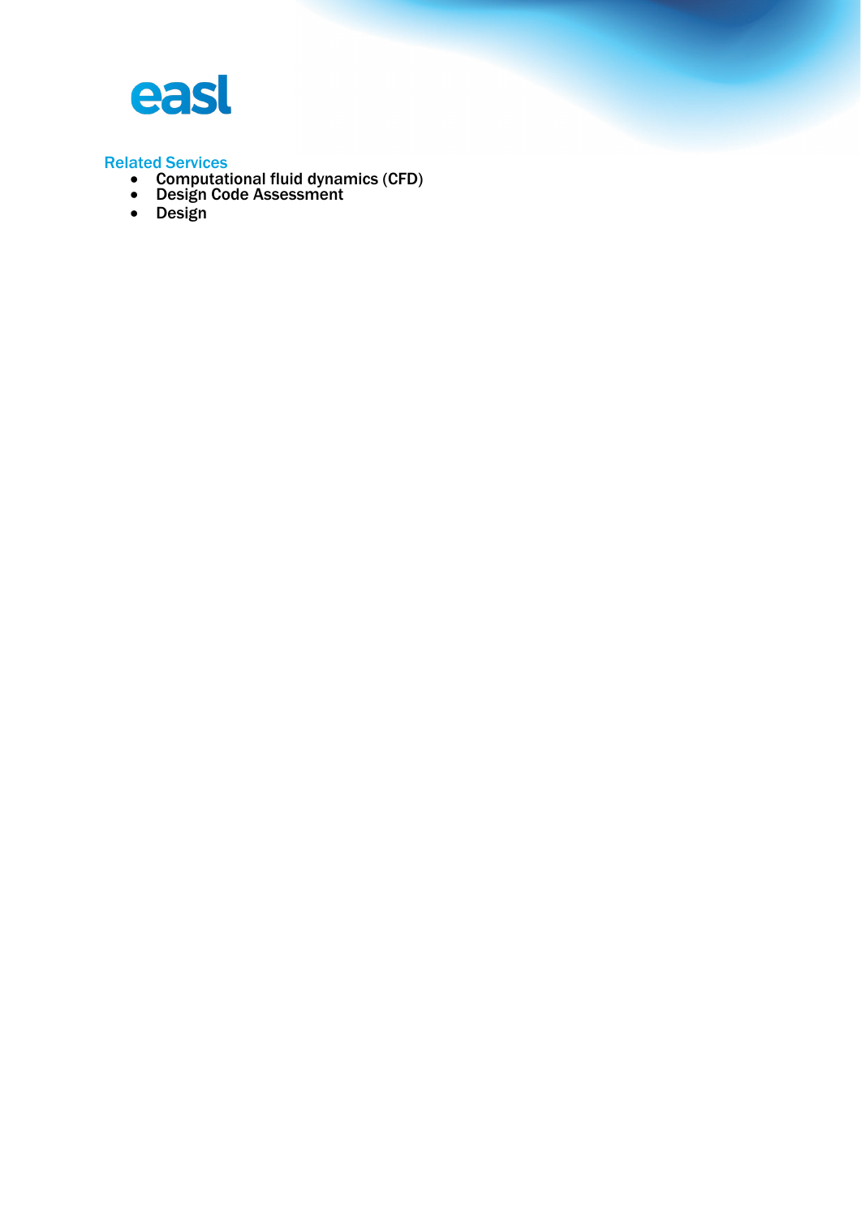### Related Services

- Computational fluid dynamics (CFD)
- Design Code Assessment
- Design